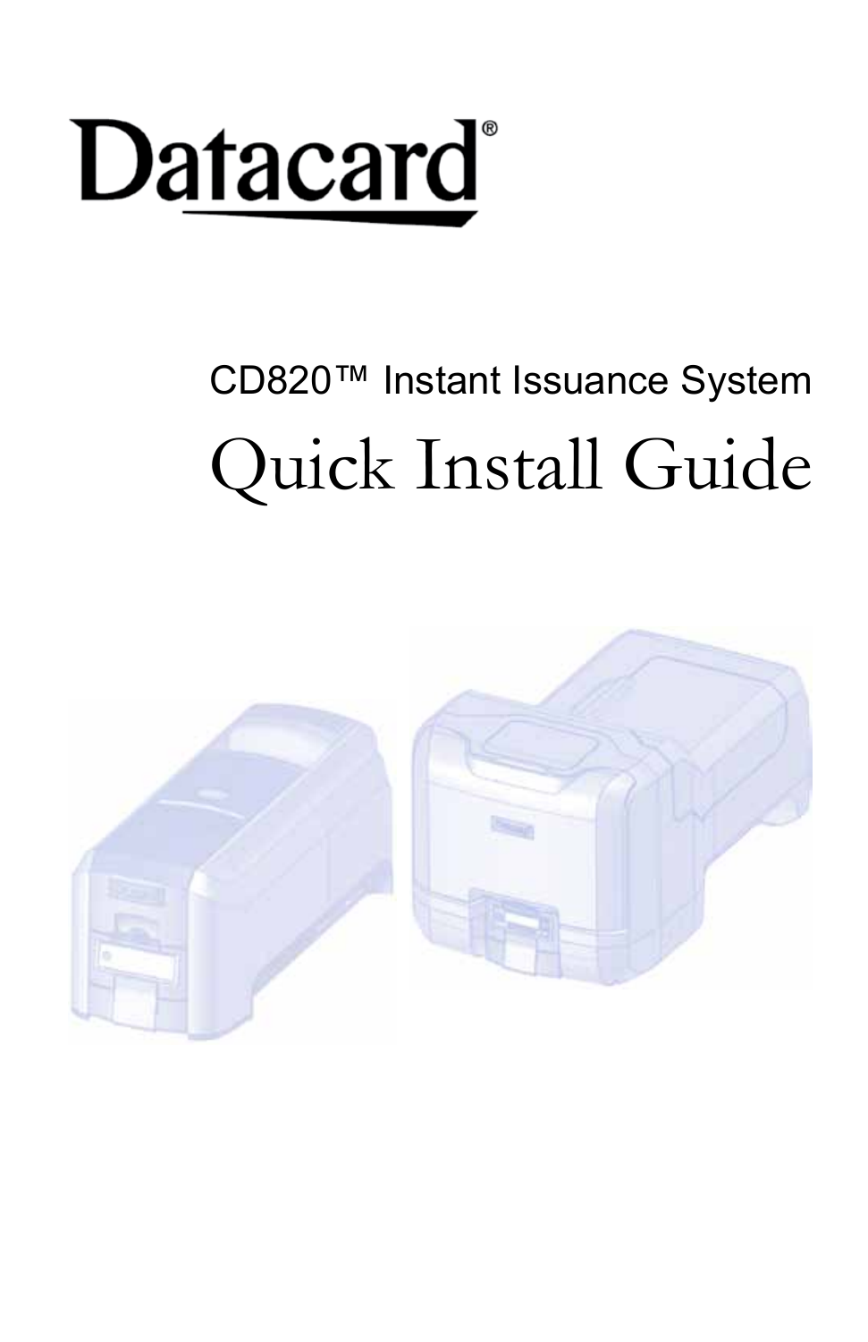# Datacard®

CD820™ Instant Issuance System

# Quick Install Guide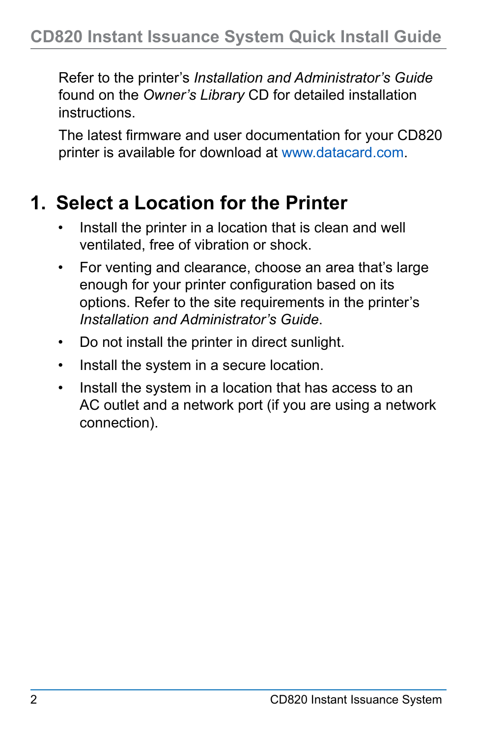Refer to the printer’s *Installation and Administrator’s Guide* found on the *Owner’s Library* CD for detailed installation instructions.

The latest firmware and user documentation for your CD820 printer is available for download at www.datacard.com.

## 1. Select a Location for the Printer

- Install the printer in a location that is clean and well ventilated, free of vibration or shock.
- For venting and clearance, choose an area that’s large enough for your printer configuration based on its options. Refer to the site requirements in the printer’s *Installation and Administrator’s Guide*.
- Do not install the printer in direct sunlight.
- Install the system in a secure location.
- Install the system in a location that has access to an AC outlet and a network port (if you are using a network connection).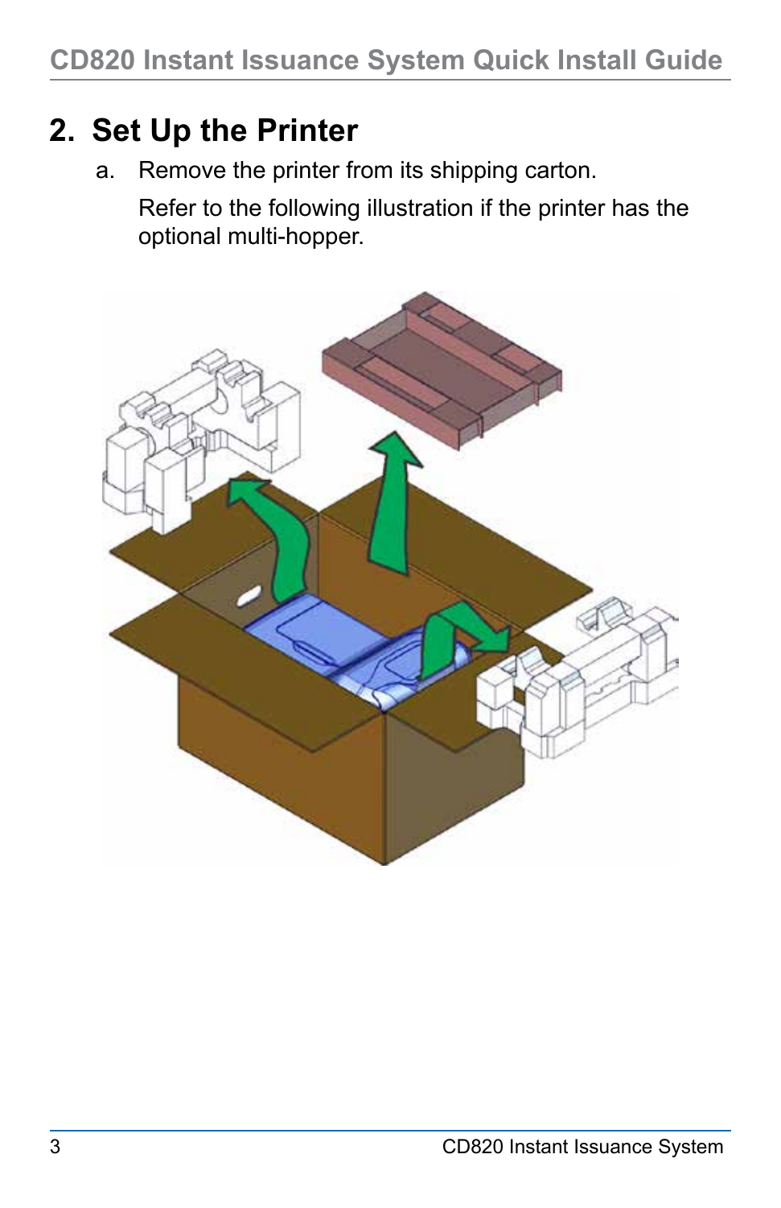## 2. Set Up the Printer

a. Remove the printer from its shipping carton.

   Refer to the following illustration if the printer has the optional multi-hopper.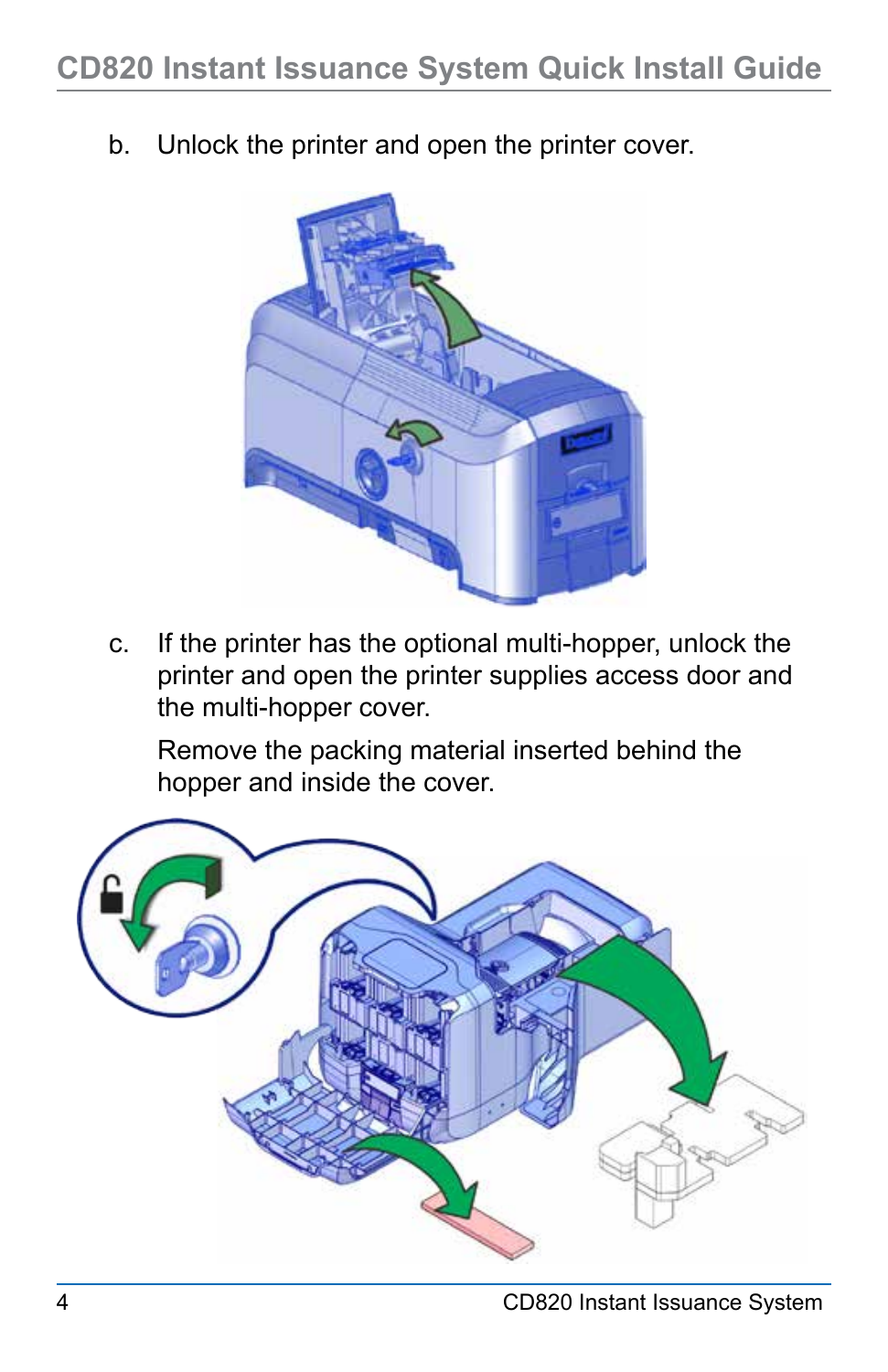b. Unlock the printer and open the printer cover.

c. If the printer has the optional multi-hopper, unlock the printer and open the printer supplies access door and the multi-hopper cover.

   Remove the packing material inserted behind the hopper and inside the cover.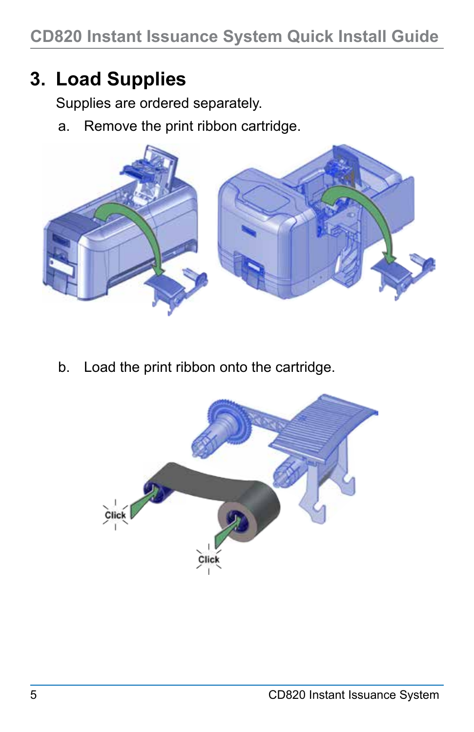## 3. Load Supplies

Supplies are ordered separately.

a. Remove the print ribbon cartridge.

b. Load the print ribbon onto the cartridge.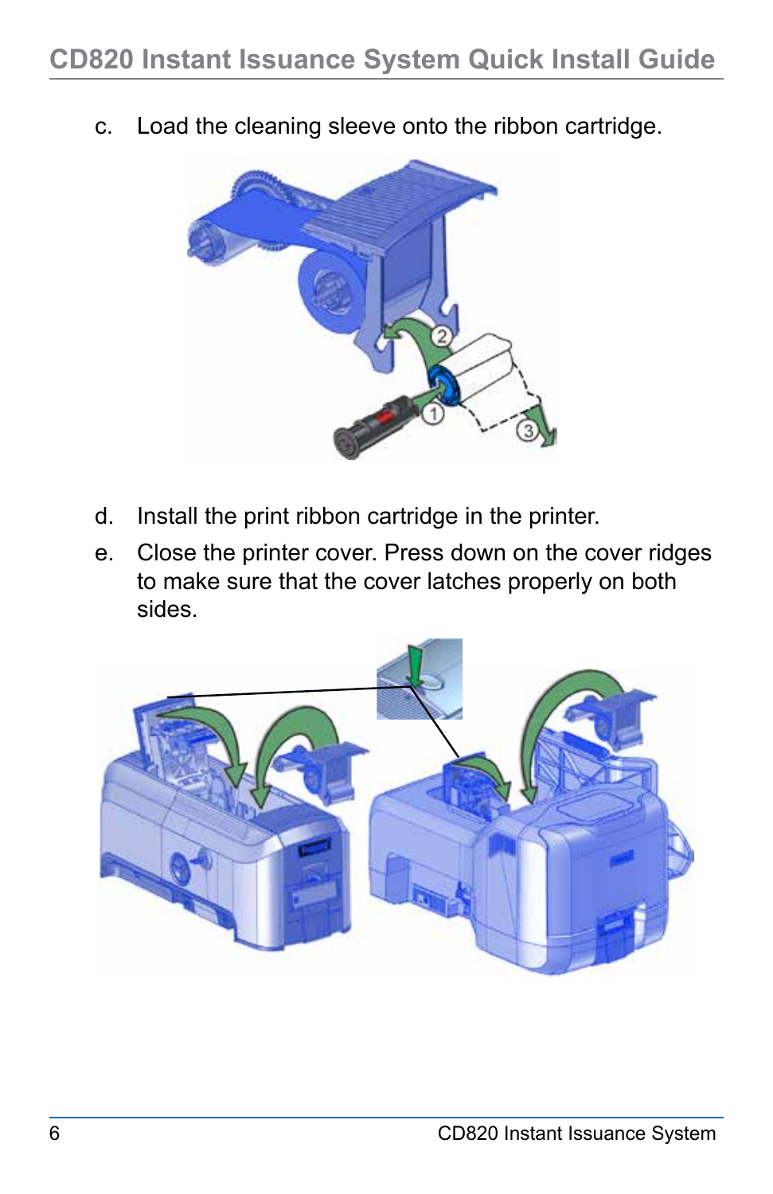c. Load the cleaning sleeve onto the ribbon cartridge.

d. Install the print ribbon cartridge in the printer.

e. Close the printer cover. Press down on the cover ridges to make sure that the cover latches properly on both sides.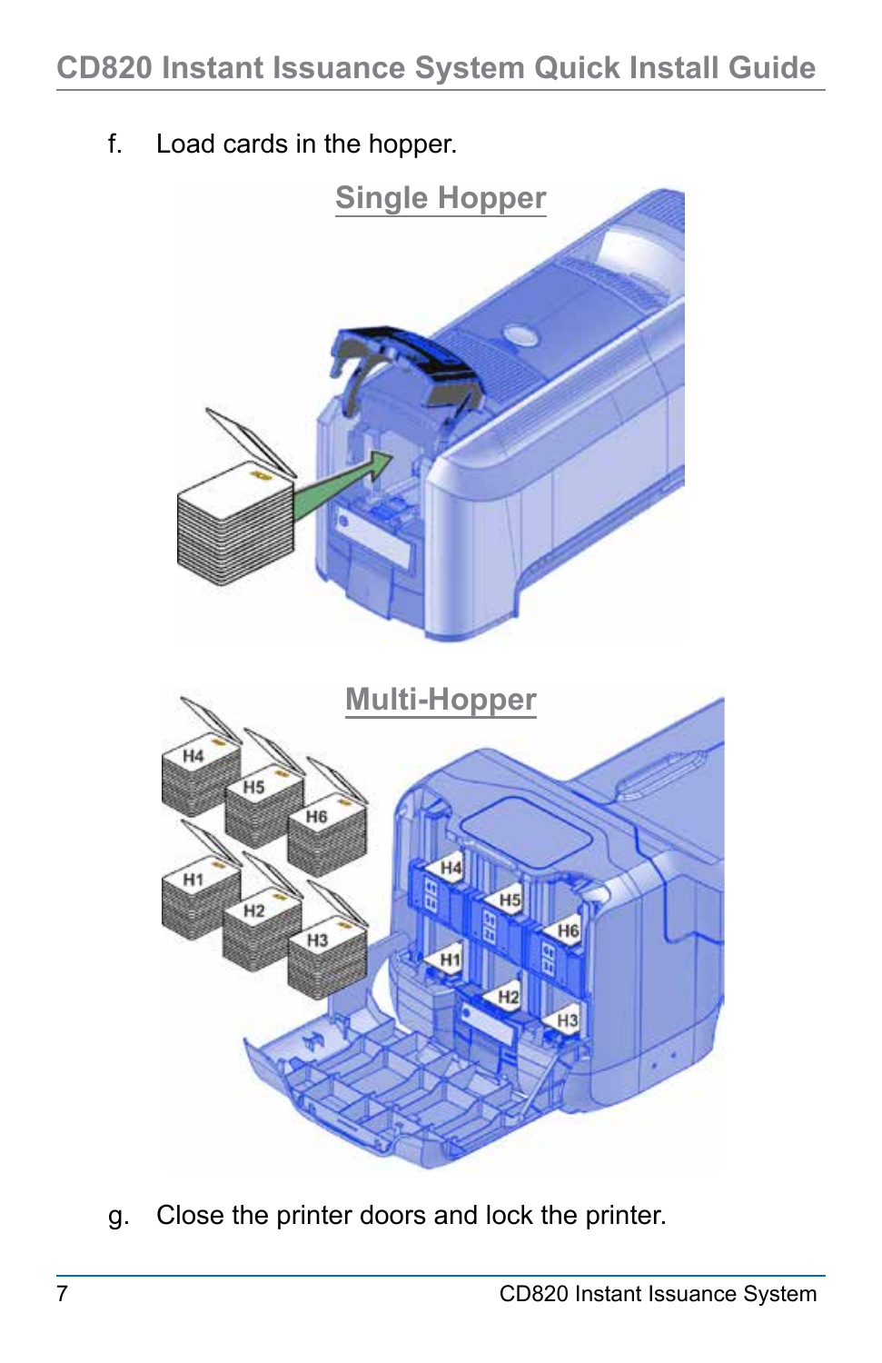f. Load cards in the hopper.

Single Hopper

Multi-Hopper

g. Close the printer doors and lock the printer.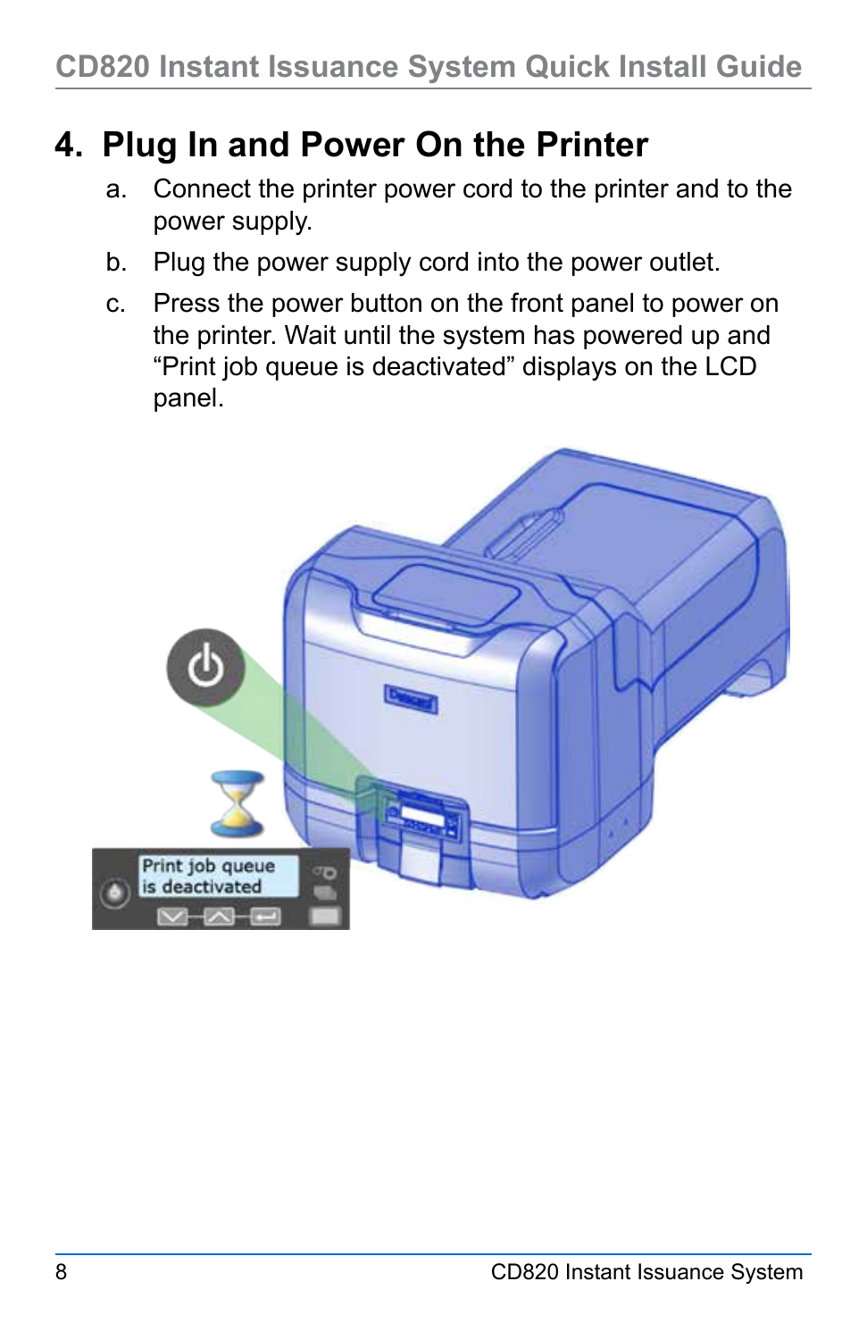# 4. Plug In and Power On the Printer

a. Connect the printer power cord to the printer and to the power supply.

b. Plug the power supply cord into the power outlet.

c. Press the power button on the front panel to power on the printer. Wait until the system has powered up and "Print job queue is deactivated" displays on the LCD panel.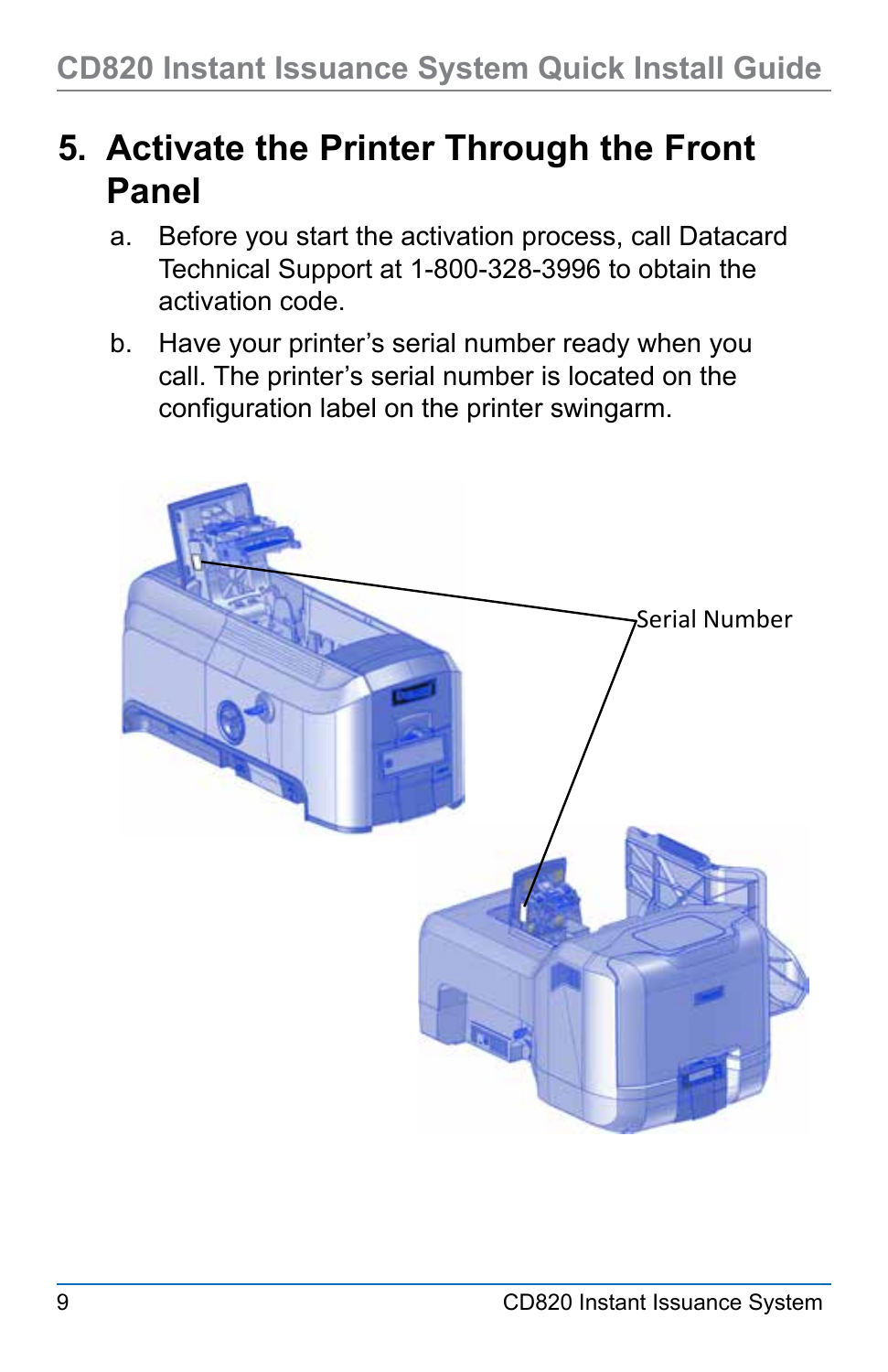## 5. Activate the Printer Through the Front Panel

a. Before you start the activation process, call Datacard Technical Support at 1-800-328-3996 to obtain the activation code.

b. Have your printer's serial number ready when you call. The printer's serial number is located on the configuration label on the printer swingarm.

Serial Number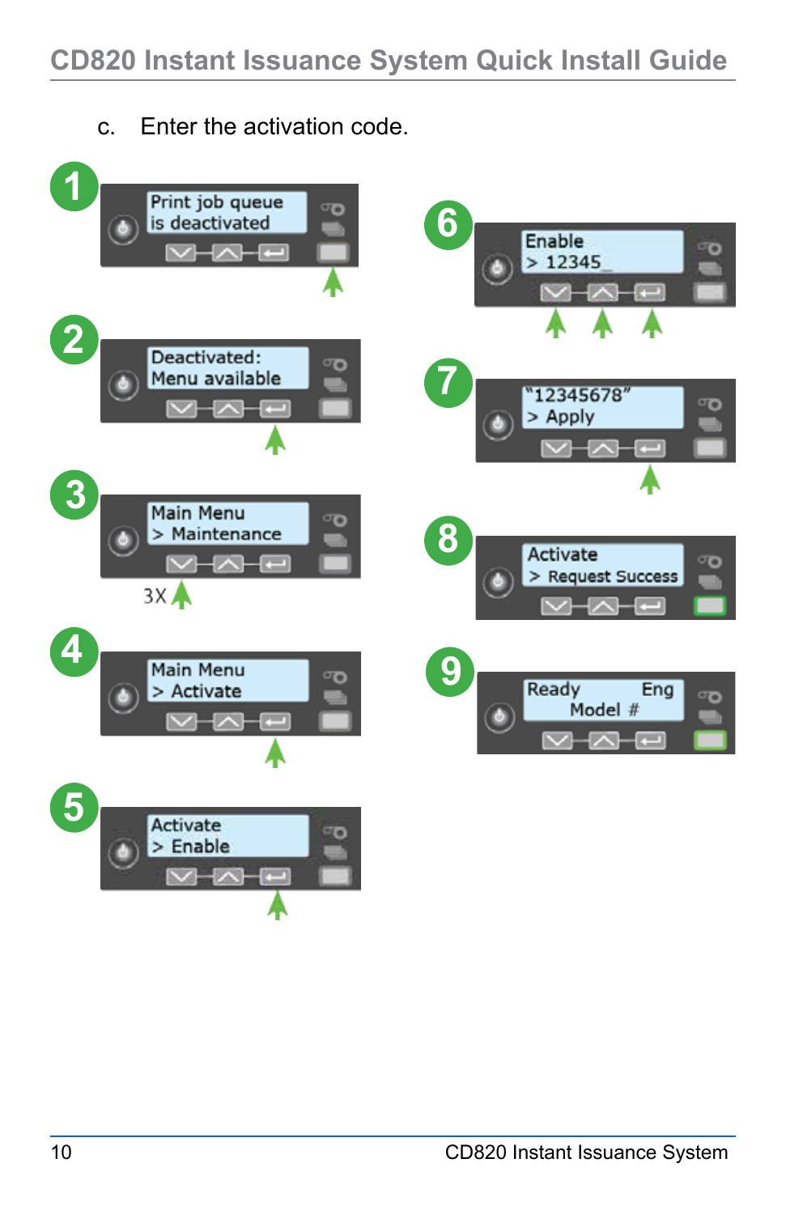c. Enter the activation code.

1. Print job queue is deactivated
2. Deactivated: Menu available
3. Main Menu > Maintenance (3X)
4. Main Menu > Activate
5. Activate > Enable
6. Enable > 12345_
7. "12345678" > Apply
8. Activate > Request Success
9. Ready Eng Model #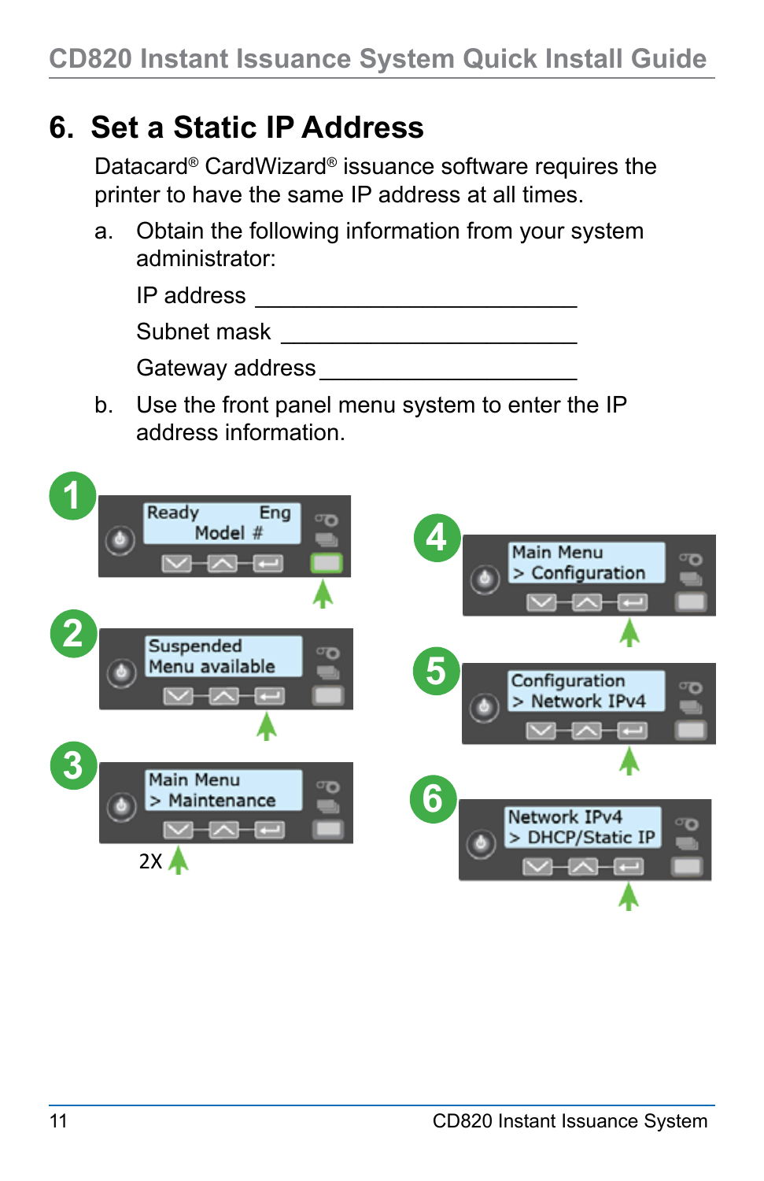# 6. Set a Static IP Address

Datacard® CardWizard® issuance software requires the printer to have the same IP address at all times.

a. Obtain the following information from your system administrator:

IP address \_\_\_\_\_\_\_\_\_\_\_\_\_\_\_\_\_\_\_\_\_\_\_\_

Subnet mask \_\_\_\_\_\_\_\_\_\_\_\_\_\_\_\_\_\_\_\_\_\_\_\_

Gateway address \_\_\_\_\_\_\_\_\_\_\_\_\_\_\_\_\_\_\_\_\_\_\_\_

b. Use the front panel menu system to enter the IP address information.

1. Ready Eng / Model #
2. Suspended / Menu available
3. Main Menu / > Maintenance — 2X
4. Main Menu / > Configuration
5. Configuration / > Network IPv4
6. Network IPv4 / > DHCP/Static IP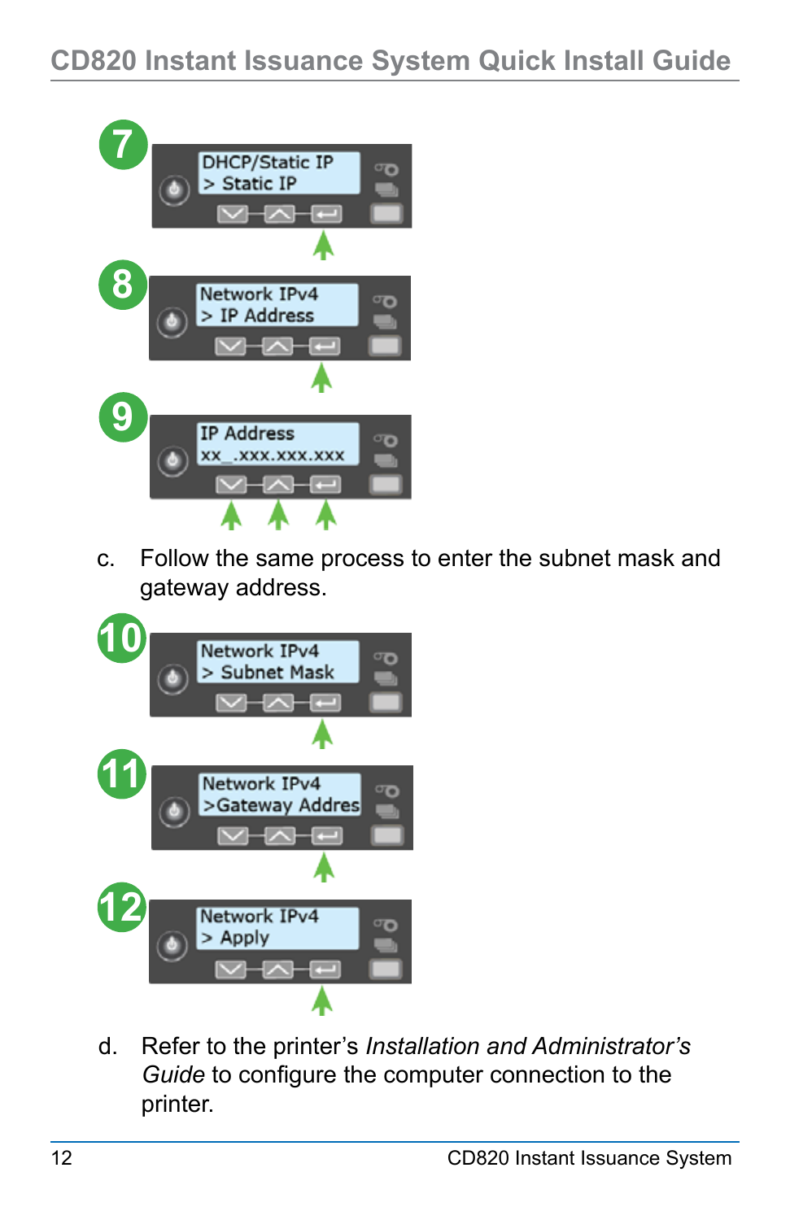7

DHCP/Static IP
> Static IP

8

Network IPv4
> IP Address

9

IP Address
xx_.xxx.xxx.xxx

c. Follow the same process to enter the subnet mask and gateway address.

10

Network IPv4
> Subnet Mask

11

Network IPv4
>Gateway Addres

12

Network IPv4
> Apply

d. Refer to the printer's *Installation and Administrator's Guide* to configure the computer connection to the printer.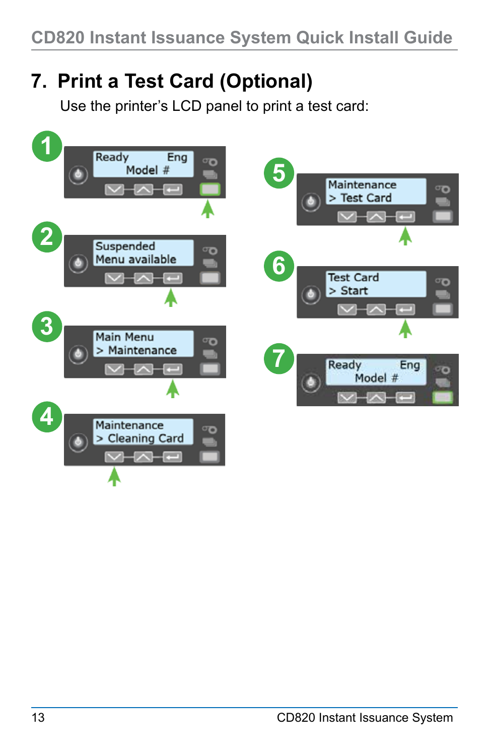# 7. Print a Test Card (Optional)

Use the printer's LCD panel to print a test card:

1. Ready Eng
   Model #

2. Suspended
   Menu available

3. Main Menu
   > Maintenance

4. Maintenance
   > Cleaning Card

5. Maintenance
   > Test Card

6. Test Card
   > Start

7. Ready Eng
   Model #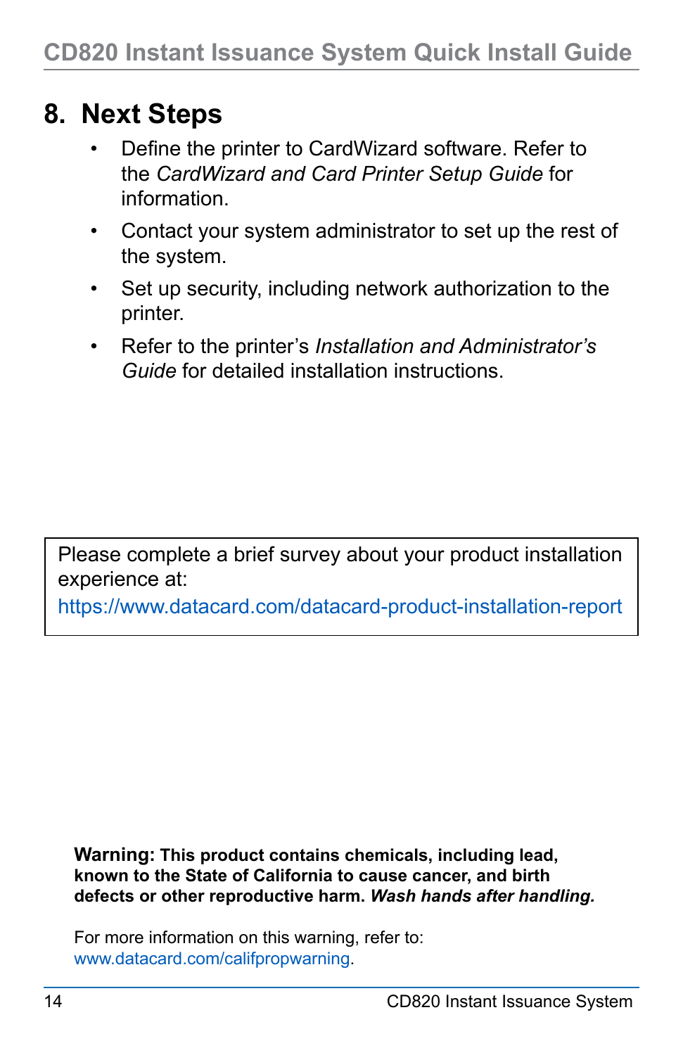## 8. Next Steps

- Define the printer to CardWizard software. Refer to the *CardWizard and Card Printer Setup Guide* for information.
- Contact your system administrator to set up the rest of the system.
- Set up security, including network authorization to the printer.
- Refer to the printer's *Installation and Administrator's Guide* for detailed installation instructions.

| Please complete a brief survey about your product installation experience at: https://www.datacard.com/datacard-product-installation-report |
|---|

**Warning: This product contains chemicals, including lead, known to the State of California to cause cancer, and birth defects or other reproductive harm. *Wash hands after handling.***

For more information on this warning, refer to: www.datacard.com/califpropwarning.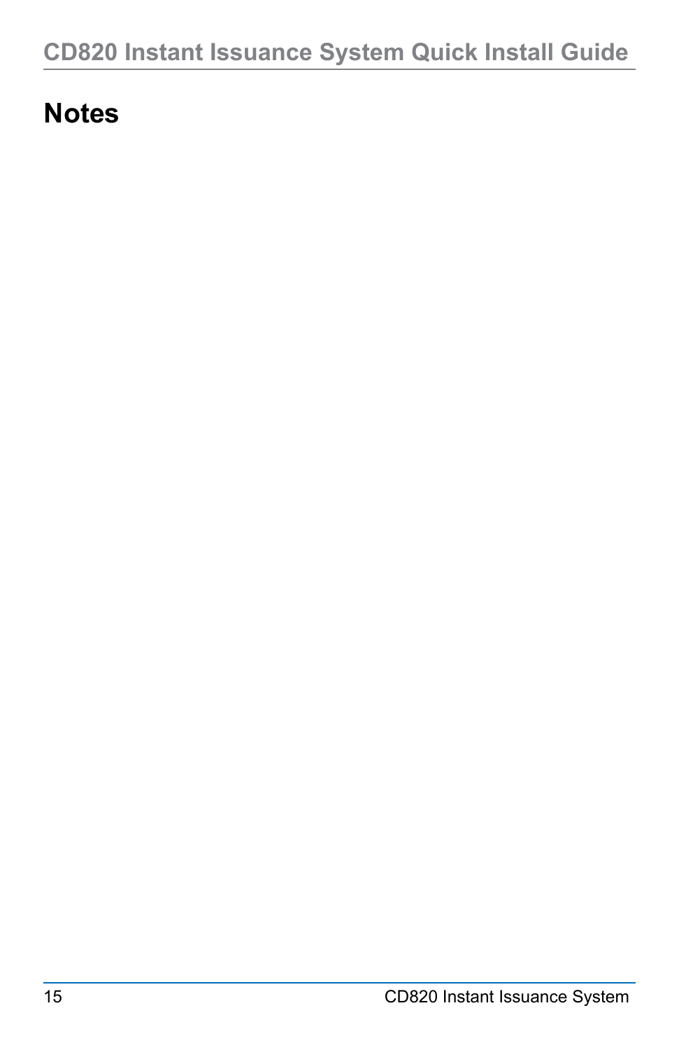# Notes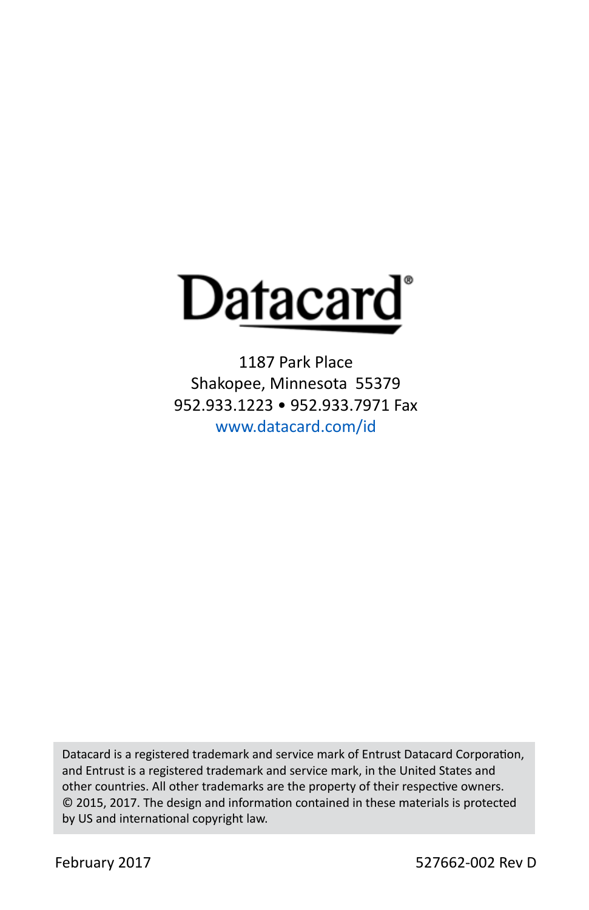Datacard®

1187 Park Place
Shakopee, Minnesota 55379
952.933.1223 • 952.933.7971 Fax
www.datacard.com/id

Datacard is a registered trademark and service mark of Entrust Datacard Corporation, and Entrust is a registered trademark and service mark, in the United States and other countries. All other trademarks are the property of their respective owners. © 2015, 2017. The design and information contained in these materials is protected by US and international copyright law.

February 2017

527662-002 Rev D